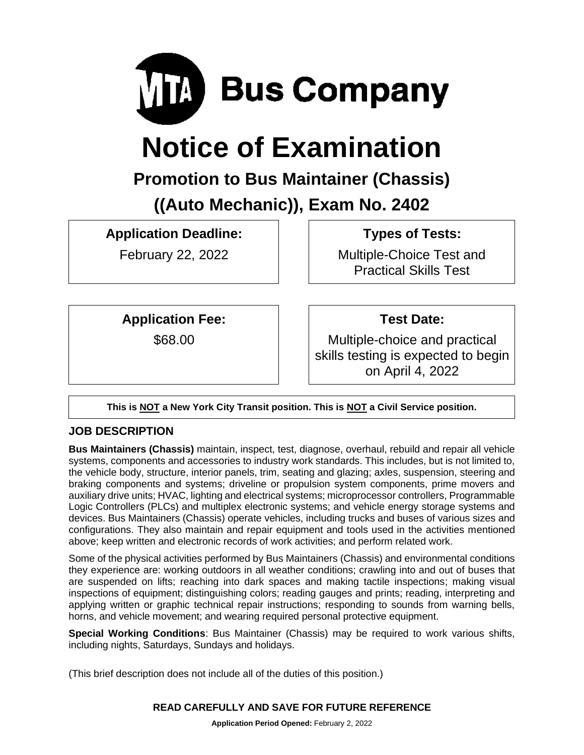MTA Bus Company

# Notice of Examination

## Promotion to Bus Maintainer (Chassis)

## ((Auto Mechanic)), Exam No. 2402

**Application Deadline:**

February 22, 2022

**Types of Tests:**

Multiple-Choice Test and Practical Skills Test

**Application Fee:**

$68.00

**Test Date:**

Multiple-choice and practical skills testing is expected to begin on April 4, 2022

**This is NOT a New York City Transit position. This is NOT a Civil Service position.**

### JOB DESCRIPTION

**Bus Maintainers (Chassis)** maintain, inspect, test, diagnose, overhaul, rebuild and repair all vehicle systems, components and accessories to industry work standards. This includes, but is not limited to, the vehicle body, structure, interior panels, trim, seating and glazing; axles, suspension, steering and braking components and systems; driveline or propulsion system components, prime movers and auxiliary drive units; HVAC, lighting and electrical systems; microprocessor controllers, Programmable Logic Controllers (PLCs) and multiplex electronic systems; and vehicle energy storage systems and devices. Bus Maintainers (Chassis) operate vehicles, including trucks and buses of various sizes and configurations. They also maintain and repair equipment and tools used in the activities mentioned above; keep written and electronic records of work activities; and perform related work.

Some of the physical activities performed by Bus Maintainers (Chassis) and environmental conditions they experience are: working outdoors in all weather conditions; crawling into and out of buses that are suspended on lifts; reaching into dark spaces and making tactile inspections; making visual inspections of equipment; distinguishing colors; reading gauges and prints; reading, interpreting and applying written or graphic technical repair instructions; responding to sounds from warning bells, horns, and vehicle movement; and wearing required personal protective equipment.

**Special Working Conditions**: Bus Maintainer (Chassis) may be required to work various shifts, including nights, Saturdays, Sundays and holidays.

(This brief description does not include all of the duties of this position.)

**READ CAREFULLY AND SAVE FOR FUTURE REFERENCE**

**Application Period Opened:** February 2, 2022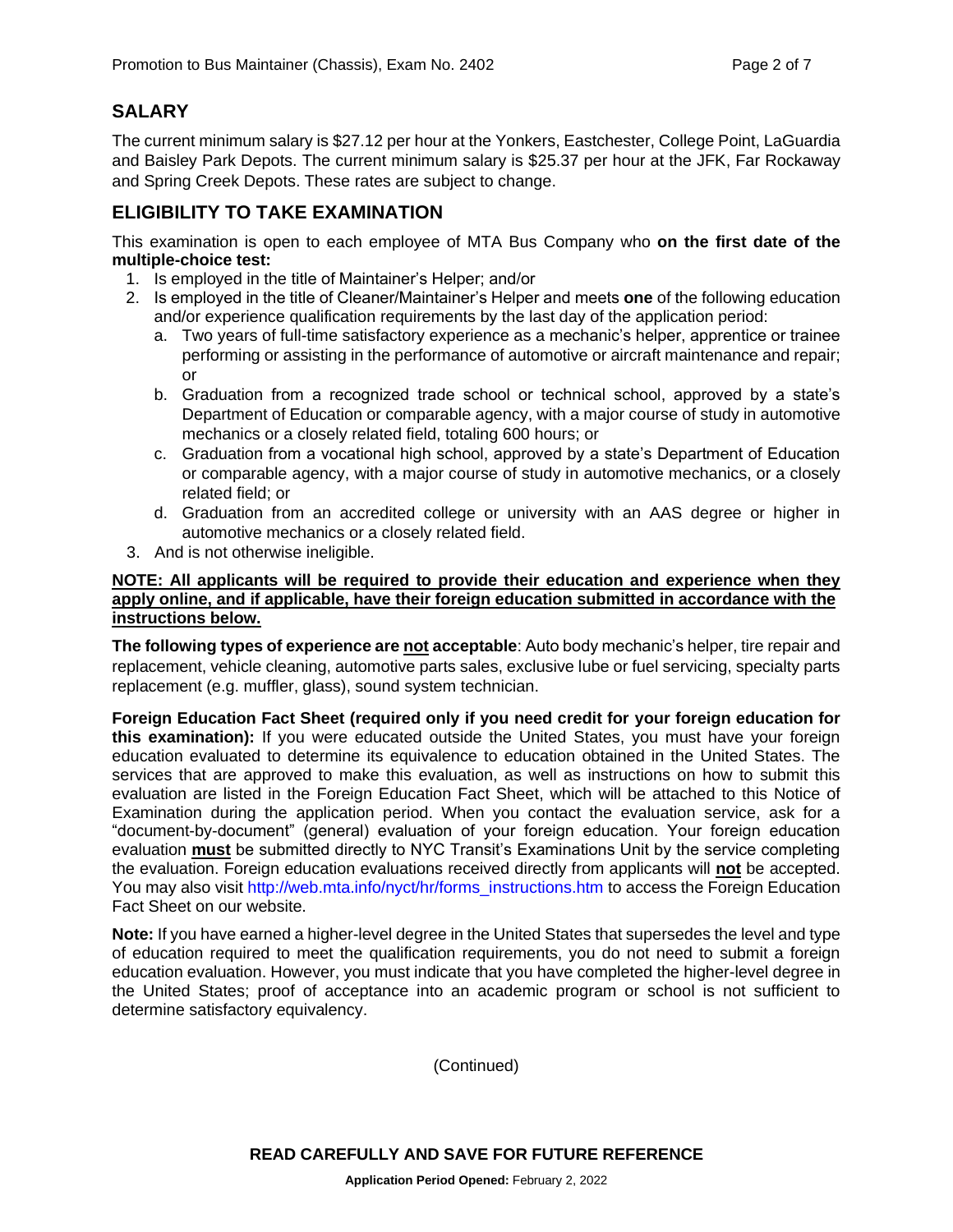## SALARY

The current minimum salary is $27.12 per hour at the Yonkers, Eastchester, College Point, LaGuardia and Baisley Park Depots. The current minimum salary is $25.37 per hour at the JFK, Far Rockaway and Spring Creek Depots. These rates are subject to change.

## ELIGIBILITY TO TAKE EXAMINATION

This examination is open to each employee of MTA Bus Company who **on the first date of the multiple-choice test:**

1. Is employed in the title of Maintainer's Helper; and/or
2. Is employed in the title of Cleaner/Maintainer's Helper and meets **one** of the following education and/or experience qualification requirements by the last day of the application period:
   a. Two years of full-time satisfactory experience as a mechanic's helper, apprentice or trainee performing or assisting in the performance of automotive or aircraft maintenance and repair; or
   b. Graduation from a recognized trade school or technical school, approved by a state's Department of Education or comparable agency, with a major course of study in automotive mechanics or a closely related field, totaling 600 hours; or
   c. Graduation from a vocational high school, approved by a state's Department of Education or comparable agency, with a major course of study in automotive mechanics, or a closely related field; or
   d. Graduation from an accredited college or university with an AAS degree or higher in automotive mechanics or a closely related field.
3. And is not otherwise ineligible.

**NOTE: All applicants will be required to provide their education and experience when they apply online, and if applicable, have their foreign education submitted in accordance with the instructions below.**

**The following types of experience are not acceptable**: Auto body mechanic's helper, tire repair and replacement, vehicle cleaning, automotive parts sales, exclusive lube or fuel servicing, specialty parts replacement (e.g. muffler, glass), sound system technician.

**Foreign Education Fact Sheet (required only if you need credit for your foreign education for this examination):** If you were educated outside the United States, you must have your foreign education evaluated to determine its equivalence to education obtained in the United States. The services that are approved to make this evaluation, as well as instructions on how to submit this evaluation are listed in the Foreign Education Fact Sheet, which will be attached to this Notice of Examination during the application period. When you contact the evaluation service, ask for a "document-by-document" (general) evaluation of your foreign education. Your foreign education evaluation **must** be submitted directly to NYC Transit's Examinations Unit by the service completing the evaluation. Foreign education evaluations received directly from applicants will **not** be accepted. You may also visit http://web.mta.info/nyct/hr/forms_instructions.htm to access the Foreign Education Fact Sheet on our website.

**Note:** If you have earned a higher-level degree in the United States that supersedes the level and type of education required to meet the qualification requirements, you do not need to submit a foreign education evaluation. However, you must indicate that you have completed the higher-level degree in the United States; proof of acceptance into an academic program or school is not sufficient to determine satisfactory equivalency.

(Continued)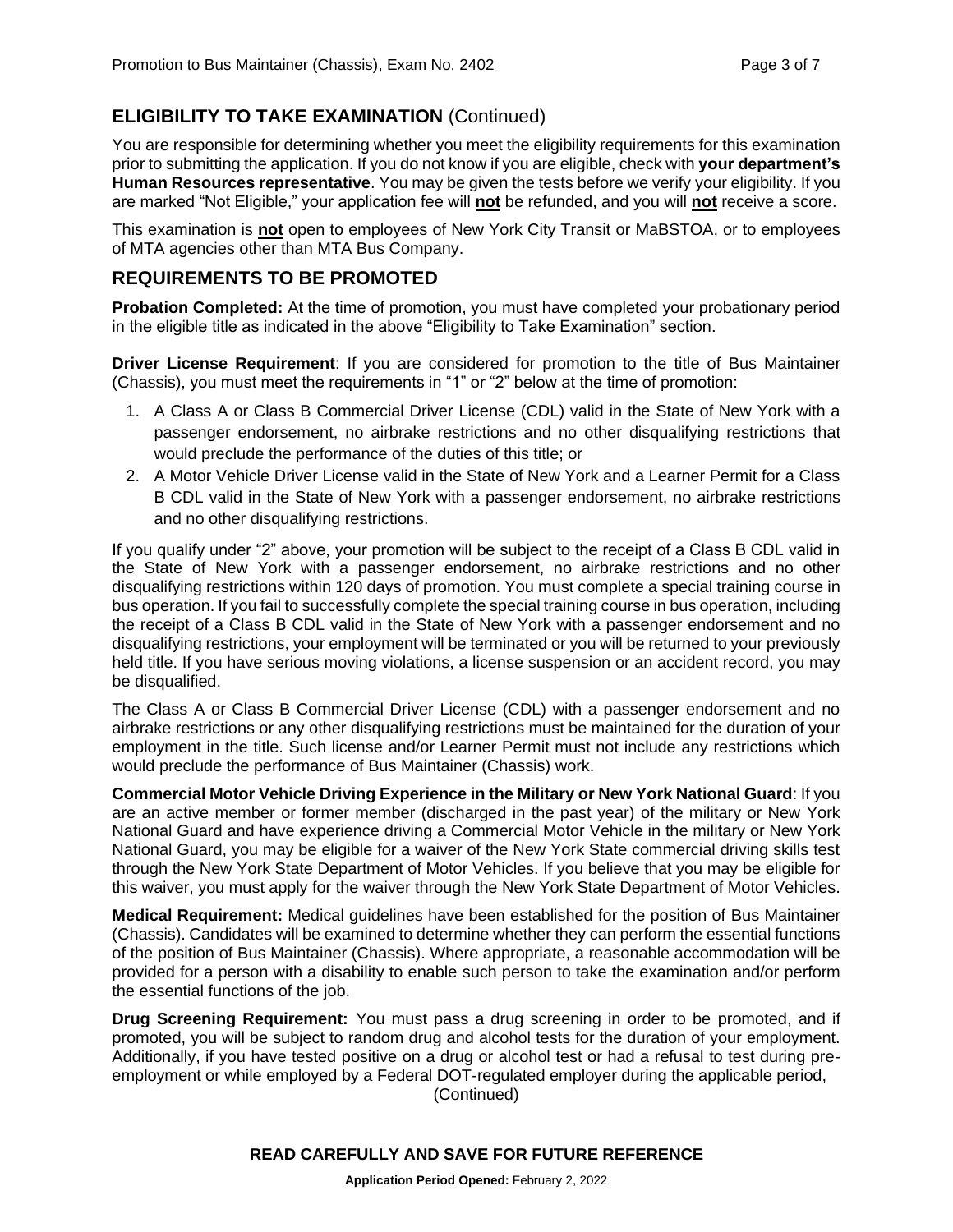## ELIGIBILITY TO TAKE EXAMINATION (Continued)

You are responsible for determining whether you meet the eligibility requirements for this examination prior to submitting the application. If you do not know if you are eligible, check with **your department's Human Resources representative**. You may be given the tests before we verify your eligibility. If you are marked "Not Eligible," your application fee will **not** be refunded, and you will **not** receive a score.

This examination is **not** open to employees of New York City Transit or MaBSTOA, or to employees of MTA agencies other than MTA Bus Company.

## REQUIREMENTS TO BE PROMOTED

**Probation Completed:** At the time of promotion, you must have completed your probationary period in the eligible title as indicated in the above "Eligibility to Take Examination" section.

**Driver License Requirement**: If you are considered for promotion to the title of Bus Maintainer (Chassis), you must meet the requirements in "1" or "2" below at the time of promotion:

1. A Class A or Class B Commercial Driver License (CDL) valid in the State of New York with a passenger endorsement, no airbrake restrictions and no other disqualifying restrictions that would preclude the performance of the duties of this title; or
2. A Motor Vehicle Driver License valid in the State of New York and a Learner Permit for a Class B CDL valid in the State of New York with a passenger endorsement, no airbrake restrictions and no other disqualifying restrictions.

If you qualify under "2" above, your promotion will be subject to the receipt of a Class B CDL valid in the State of New York with a passenger endorsement, no airbrake restrictions and no other disqualifying restrictions within 120 days of promotion. You must complete a special training course in bus operation. If you fail to successfully complete the special training course in bus operation, including the receipt of a Class B CDL valid in the State of New York with a passenger endorsement and no disqualifying restrictions, your employment will be terminated or you will be returned to your previously held title. If you have serious moving violations, a license suspension or an accident record, you may be disqualified.

The Class A or Class B Commercial Driver License (CDL) with a passenger endorsement and no airbrake restrictions or any other disqualifying restrictions must be maintained for the duration of your employment in the title. Such license and/or Learner Permit must not include any restrictions which would preclude the performance of Bus Maintainer (Chassis) work.

**Commercial Motor Vehicle Driving Experience in the Military or New York National Guard**: If you are an active member or former member (discharged in the past year) of the military or New York National Guard and have experience driving a Commercial Motor Vehicle in the military or New York National Guard, you may be eligible for a waiver of the New York State commercial driving skills test through the New York State Department of Motor Vehicles. If you believe that you may be eligible for this waiver, you must apply for the waiver through the New York State Department of Motor Vehicles.

**Medical Requirement:** Medical guidelines have been established for the position of Bus Maintainer (Chassis). Candidates will be examined to determine whether they can perform the essential functions of the position of Bus Maintainer (Chassis). Where appropriate, a reasonable accommodation will be provided for a person with a disability to enable such person to take the examination and/or perform the essential functions of the job.

**Drug Screening Requirement:** You must pass a drug screening in order to be promoted, and if promoted, you will be subject to random drug and alcohol tests for the duration of your employment. Additionally, if you have tested positive on a drug or alcohol test or had a refusal to test during pre-employment or while employed by a Federal DOT-regulated employer during the applicable period,

(Continued)

**READ CAREFULLY AND SAVE FOR FUTURE REFERENCE**

**Application Period Opened:** February 2, 2022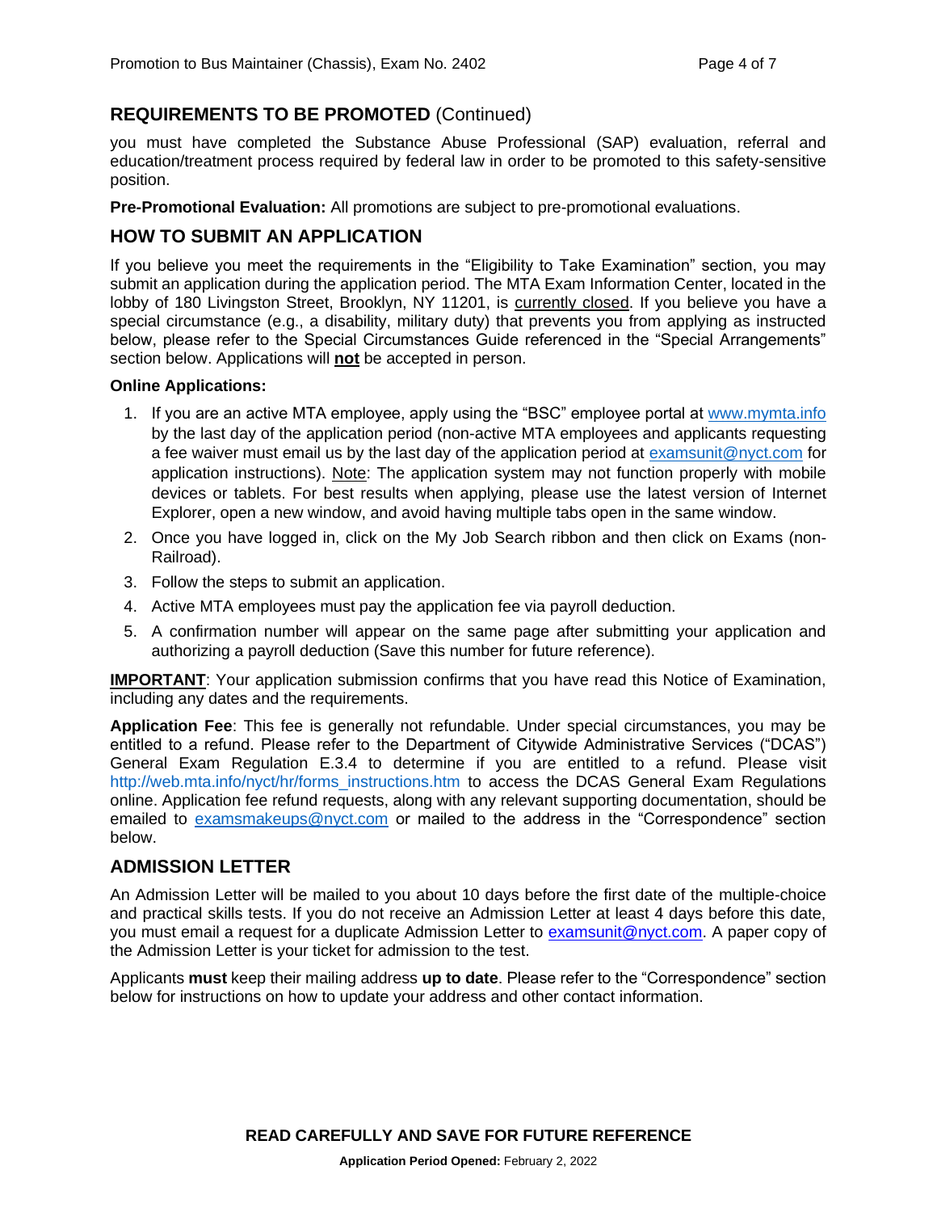## REQUIREMENTS TO BE PROMOTED (Continued)

you must have completed the Substance Abuse Professional (SAP) evaluation, referral and education/treatment process required by federal law in order to be promoted to this safety-sensitive position.

**Pre-Promotional Evaluation:** All promotions are subject to pre-promotional evaluations.

## HOW TO SUBMIT AN APPLICATION

If you believe you meet the requirements in the "Eligibility to Take Examination" section, you may submit an application during the application period. The MTA Exam Information Center, located in the lobby of 180 Livingston Street, Brooklyn, NY 11201, is currently closed. If you believe you have a special circumstance (e.g., a disability, military duty) that prevents you from applying as instructed below, please refer to the Special Circumstances Guide referenced in the "Special Arrangements" section below. Applications will **not** be accepted in person.

**Online Applications:**

1. If you are an active MTA employee, apply using the "BSC" employee portal at www.mymta.info by the last day of the application period (non-active MTA employees and applicants requesting a fee waiver must email us by the last day of the application period at examsunit@nyct.com for application instructions). Note: The application system may not function properly with mobile devices or tablets. For best results when applying, please use the latest version of Internet Explorer, open a new window, and avoid having multiple tabs open in the same window.
2. Once you have logged in, click on the My Job Search ribbon and then click on Exams (non-Railroad).
3. Follow the steps to submit an application.
4. Active MTA employees must pay the application fee via payroll deduction.
5. A confirmation number will appear on the same page after submitting your application and authorizing a payroll deduction (Save this number for future reference).

**IMPORTANT**: Your application submission confirms that you have read this Notice of Examination, including any dates and the requirements.

**Application Fee**: This fee is generally not refundable. Under special circumstances, you may be entitled to a refund. Please refer to the Department of Citywide Administrative Services ("DCAS") General Exam Regulation E.3.4 to determine if you are entitled to a refund. Please visit http://web.mta.info/nyct/hr/forms_instructions.htm to access the DCAS General Exam Regulations online. Application fee refund requests, along with any relevant supporting documentation, should be emailed to examsmakeups@nyct.com or mailed to the address in the "Correspondence" section below.

## ADMISSION LETTER

An Admission Letter will be mailed to you about 10 days before the first date of the multiple-choice and practical skills tests. If you do not receive an Admission Letter at least 4 days before this date, you must email a request for a duplicate Admission Letter to examsunit@nyct.com. A paper copy of the Admission Letter is your ticket for admission to the test.

Applicants **must** keep their mailing address **up to date**. Please refer to the "Correspondence" section below for instructions on how to update your address and other contact information.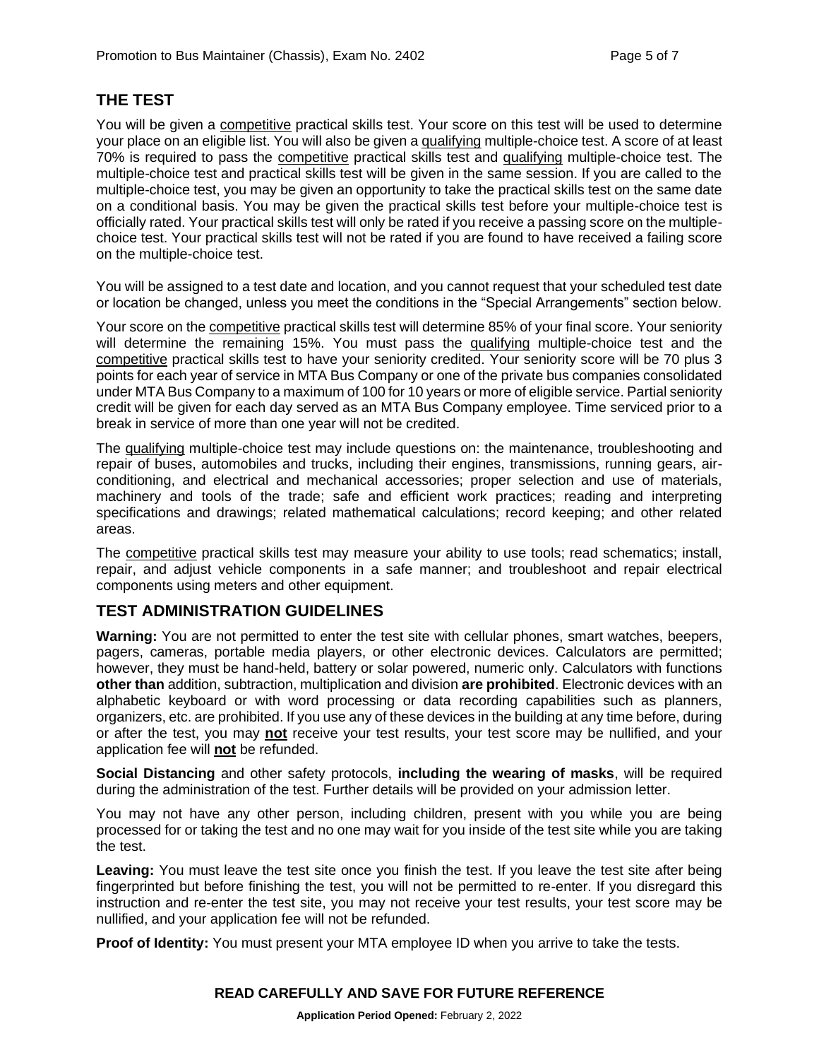## THE TEST

You will be given a competitive practical skills test. Your score on this test will be used to determine your place on an eligible list. You will also be given a qualifying multiple-choice test. A score of at least 70% is required to pass the competitive practical skills test and qualifying multiple-choice test. The multiple-choice test and practical skills test will be given in the same session. If you are called to the multiple-choice test, you may be given an opportunity to take the practical skills test on the same date on a conditional basis. You may be given the practical skills test before your multiple-choice test is officially rated. Your practical skills test will only be rated if you receive a passing score on the multiple-choice test. Your practical skills test will not be rated if you are found to have received a failing score on the multiple-choice test.

You will be assigned to a test date and location, and you cannot request that your scheduled test date or location be changed, unless you meet the conditions in the "Special Arrangements" section below.

Your score on the competitive practical skills test will determine 85% of your final score. Your seniority will determine the remaining 15%. You must pass the qualifying multiple-choice test and the competitive practical skills test to have your seniority credited. Your seniority score will be 70 plus 3 points for each year of service in MTA Bus Company or one of the private bus companies consolidated under MTA Bus Company to a maximum of 100 for 10 years or more of eligible service. Partial seniority credit will be given for each day served as an MTA Bus Company employee. Time serviced prior to a break in service of more than one year will not be credited.

The qualifying multiple-choice test may include questions on: the maintenance, troubleshooting and repair of buses, automobiles and trucks, including their engines, transmissions, running gears, air-conditioning, and electrical and mechanical accessories; proper selection and use of materials, machinery and tools of the trade; safe and efficient work practices; reading and interpreting specifications and drawings; related mathematical calculations; record keeping; and other related areas.

The competitive practical skills test may measure your ability to use tools; read schematics; install, repair, and adjust vehicle components in a safe manner; and troubleshoot and repair electrical components using meters and other equipment.

## TEST ADMINISTRATION GUIDELINES

**Warning:** You are not permitted to enter the test site with cellular phones, smart watches, beepers, pagers, cameras, portable media players, or other electronic devices. Calculators are permitted; however, they must be hand-held, battery or solar powered, numeric only. Calculators with functions **other than** addition, subtraction, multiplication and division **are prohibited**. Electronic devices with an alphabetic keyboard or with word processing or data recording capabilities such as planners, organizers, etc. are prohibited. If you use any of these devices in the building at any time before, during or after the test, you may **not** receive your test results, your test score may be nullified, and your application fee will **not** be refunded.

**Social Distancing** and other safety protocols, **including the wearing of masks**, will be required during the administration of the test. Further details will be provided on your admission letter.

You may not have any other person, including children, present with you while you are being processed for or taking the test and no one may wait for you inside of the test site while you are taking the test.

**Leaving:** You must leave the test site once you finish the test. If you leave the test site after being fingerprinted but before finishing the test, you will not be permitted to re-enter. If you disregard this instruction and re-enter the test site, you may not receive your test results, your test score may be nullified, and your application fee will not be refunded.

**Proof of Identity:** You must present your MTA employee ID when you arrive to take the tests.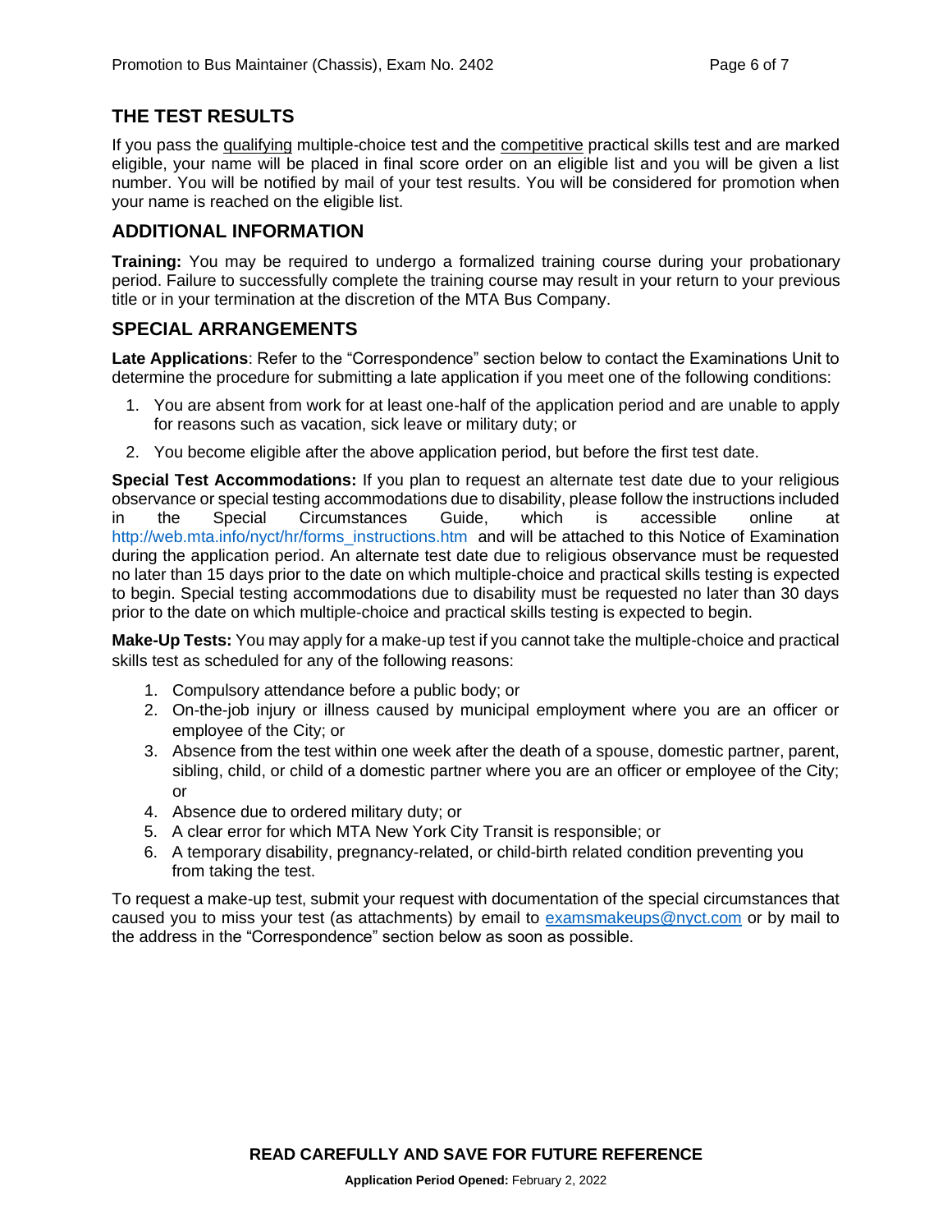## THE TEST RESULTS

If you pass the qualifying multiple-choice test and the competitive practical skills test and are marked eligible, your name will be placed in final score order on an eligible list and you will be given a list number. You will be notified by mail of your test results. You will be considered for promotion when your name is reached on the eligible list.

## ADDITIONAL INFORMATION

**Training:** You may be required to undergo a formalized training course during your probationary period. Failure to successfully complete the training course may result in your return to your previous title or in your termination at the discretion of the MTA Bus Company.

## SPECIAL ARRANGEMENTS

**Late Applications**: Refer to the "Correspondence" section below to contact the Examinations Unit to determine the procedure for submitting a late application if you meet one of the following conditions:

1. You are absent from work for at least one-half of the application period and are unable to apply for reasons such as vacation, sick leave or military duty; or
2. You become eligible after the above application period, but before the first test date.

**Special Test Accommodations:** If you plan to request an alternate test date due to your religious observance or special testing accommodations due to disability, please follow the instructions included in the Special Circumstances Guide, which is accessible online at http://web.mta.info/nyct/hr/forms_instructions.htm and will be attached to this Notice of Examination during the application period. An alternate test date due to religious observance must be requested no later than 15 days prior to the date on which multiple-choice and practical skills testing is expected to begin. Special testing accommodations due to disability must be requested no later than 30 days prior to the date on which multiple-choice and practical skills testing is expected to begin.

**Make-Up Tests:** You may apply for a make-up test if you cannot take the multiple-choice and practical skills test as scheduled for any of the following reasons:

1. Compulsory attendance before a public body; or
2. On-the-job injury or illness caused by municipal employment where you are an officer or employee of the City; or
3. Absence from the test within one week after the death of a spouse, domestic partner, parent, sibling, child, or child of a domestic partner where you are an officer or employee of the City; or
4. Absence due to ordered military duty; or
5. A clear error for which MTA New York City Transit is responsible; or
6. A temporary disability, pregnancy-related, or child-birth related condition preventing you from taking the test.

To request a make-up test, submit your request with documentation of the special circumstances that caused you to miss your test (as attachments) by email to examsmakeups@nyct.com or by mail to the address in the "Correspondence" section below as soon as possible.

**READ CAREFULLY AND SAVE FOR FUTURE REFERENCE**

**Application Period Opened:** February 2, 2022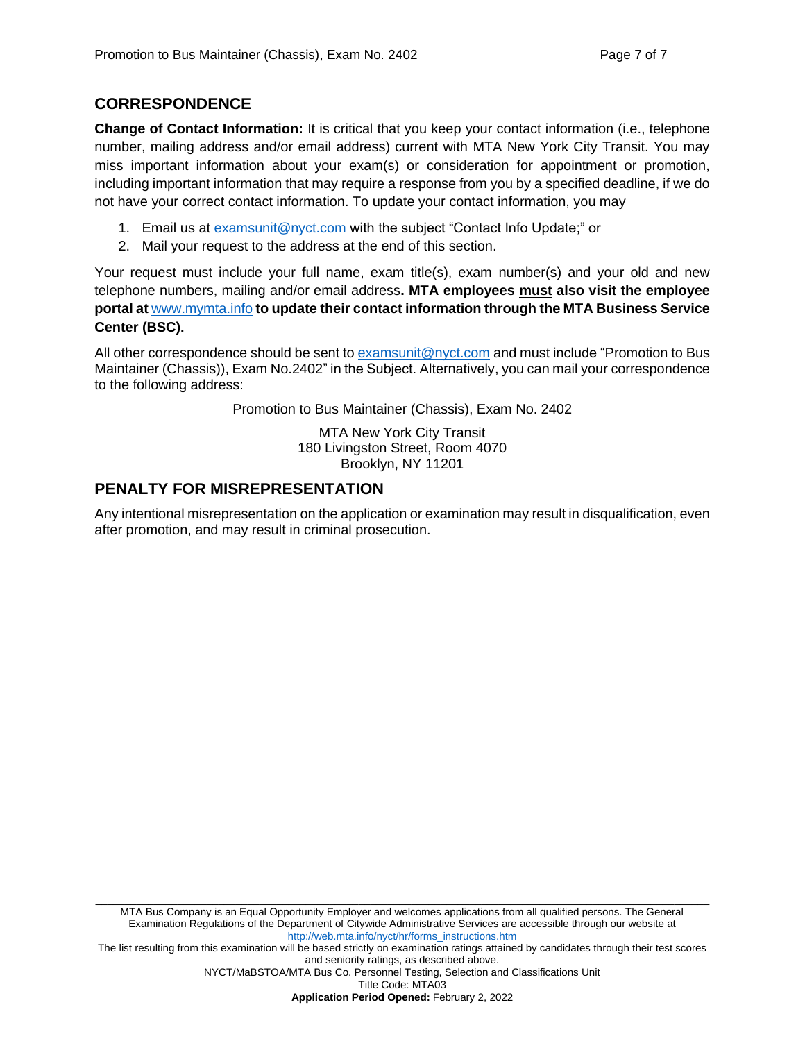## CORRESPONDENCE

**Change of Contact Information:** It is critical that you keep your contact information (i.e., telephone number, mailing address and/or email address) current with MTA New York City Transit. You may miss important information about your exam(s) or consideration for appointment or promotion, including important information that may require a response from you by a specified deadline, if we do not have your correct contact information. To update your contact information, you may

1. Email us at examsunit@nyct.com with the subject "Contact Info Update;" or
2. Mail your request to the address at the end of this section.

Your request must include your full name, exam title(s), exam number(s) and your old and new telephone numbers, mailing and/or email address**. MTA employees must also visit the employee portal at** www.mymta.info **to update their contact information through the MTA Business Service Center (BSC).**

All other correspondence should be sent to examsunit@nyct.com and must include "Promotion to Bus Maintainer (Chassis)), Exam No.2402" in the Subject. Alternatively, you can mail your correspondence to the following address:

Promotion to Bus Maintainer (Chassis), Exam No. 2402

MTA New York City Transit
180 Livingston Street, Room 4070
Brooklyn, NY 11201

## PENALTY FOR MISREPRESENTATION

Any intentional misrepresentation on the application or examination may result in disqualification, even after promotion, and may result in criminal prosecution.

MTA Bus Company is an Equal Opportunity Employer and welcomes applications from all qualified persons. The General Examination Regulations of the Department of Citywide Administrative Services are accessible through our website at http://web.mta.info/nyct/hr/forms_instructions.htm

The list resulting from this examination will be based strictly on examination ratings attained by candidates through their test scores and seniority ratings, as described above.

NYCT/MaBSTOA/MTA Bus Co. Personnel Testing, Selection and Classifications Unit

Title Code: MTA03

**Application Period Opened:** February 2, 2022